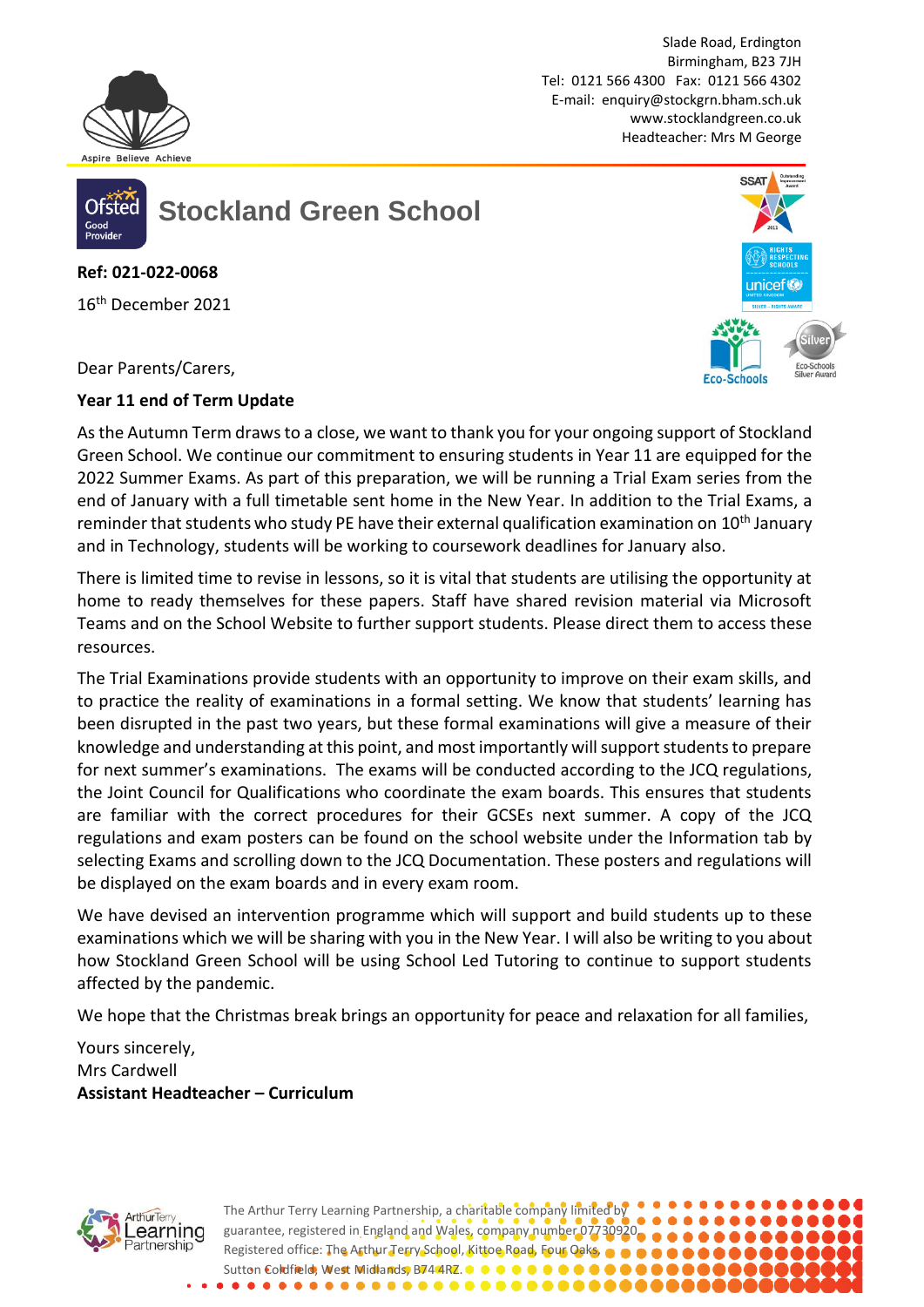Slade Road, Erdington
Birmingham, B23 7JH
Tel: 0121 566 4300 Fax: 0121 566 4302
E-mail: enquiry@stockgrn.bham.sch.uk
www.stocklandgreen.co.uk
Headteacher: Mrs M George

Aspire Believe Achieve

# Stockland Green School

**Ref: 021-022-0068**

16th December 2021

Dear Parents/Carers,

**Year 11 end of Term Update**

As the Autumn Term draws to a close, we want to thank you for your ongoing support of Stockland Green School. We continue our commitment to ensuring students in Year 11 are equipped for the 2022 Summer Exams. As part of this preparation, we will be running a Trial Exam series from the end of January with a full timetable sent home in the New Year. In addition to the Trial Exams, a reminder that students who study PE have their external qualification examination on 10th January and in Technology, students will be working to coursework deadlines for January also.

There is limited time to revise in lessons, so it is vital that students are utilising the opportunity at home to ready themselves for these papers. Staff have shared revision material via Microsoft Teams and on the School Website to further support students. Please direct them to access these resources.

The Trial Examinations provide students with an opportunity to improve on their exam skills, and to practice the reality of examinations in a formal setting. We know that students' learning has been disrupted in the past two years, but these formal examinations will give a measure of their knowledge and understanding at this point, and most importantly will support students to prepare for next summer's examinations. The exams will be conducted according to the JCQ regulations, the Joint Council for Qualifications who coordinate the exam boards. This ensures that students are familiar with the correct procedures for their GCSEs next summer. A copy of the JCQ regulations and exam posters can be found on the school website under the Information tab by selecting Exams and scrolling down to the JCQ Documentation. These posters and regulations will be displayed on the exam boards and in every exam room.

We have devised an intervention programme which will support and build students up to these examinations which we will be sharing with you in the New Year. I will also be writing to you about how Stockland Green School will be using School Led Tutoring to continue to support students affected by the pandemic.

We hope that the Christmas break brings an opportunity for peace and relaxation for all families,

Yours sincerely,
Mrs Cardwell
**Assistant Headteacher – Curriculum**

The Arthur Terry Learning Partnership, a charitable company limited by guarantee, registered in England and Wales, company number 07730920. Registered office: The Arthur Terry School, Kittoe Road, Four Oaks, Sutton Coldfield, West Midlands, B74 4RZ.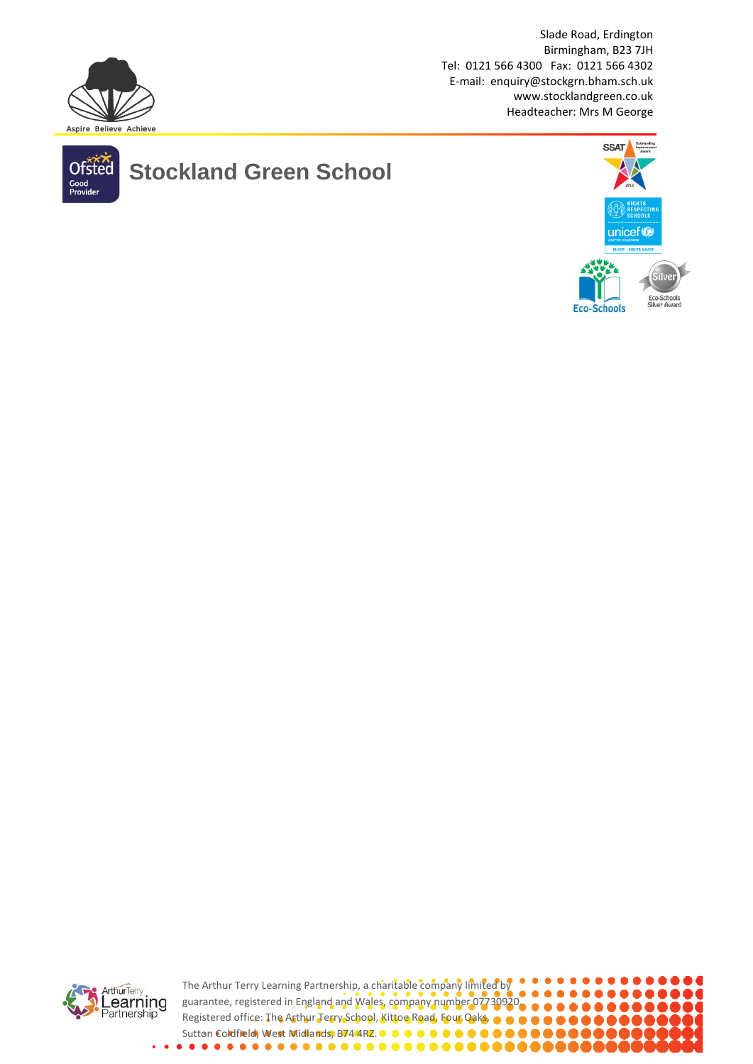Slade Road, Erdington
Birmingham, B23 7JH
Tel: 0121 566 4300 Fax: 0121 566 4302
E-mail: enquiry@stockgrn.bham.sch.uk
www.stocklandgreen.co.uk
Headteacher: Mrs M George

Aspire Believe Achieve

# Stockland Green School

The Arthur Terry Learning Partnership, a charitable company limited by guarantee, registered in England and Wales, company number 07730920. Registered office: The Arthur Terry School, Kittoe Road, Four Oaks, Sutton Coldfield, West Midlands, B74 4RZ.